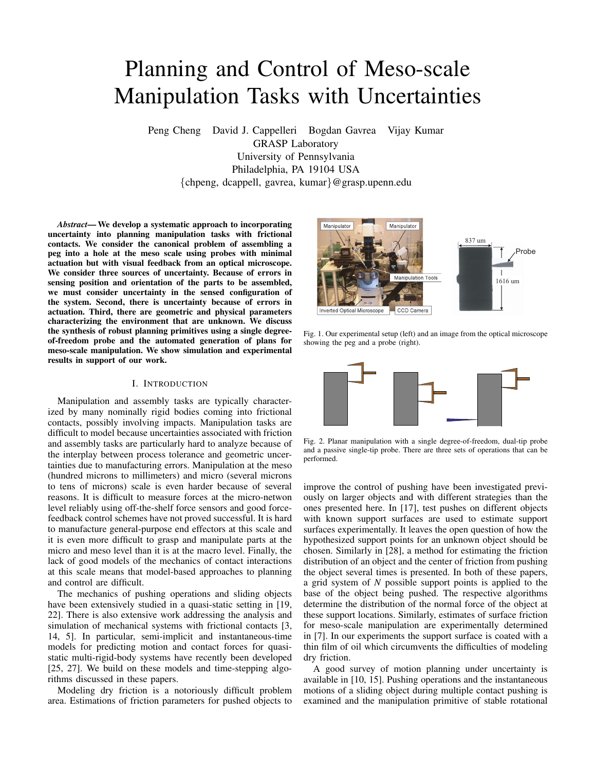# Planning and Control of Meso-scale Manipulation Tasks with Uncertainties

Peng Cheng David J. Cappelleri Bogdan Gavrea Vijay Kumar
GRASP Laboratory
University of Pennsylvania
Philadelphia, PA 19104 USA
{chpeng, dcappell, gavrea, kumar}@grasp.upenn.edu

***Abstract*— We develop a systematic approach to incorporating uncertainty into planning manipulation tasks with frictional contacts. We consider the canonical problem of assembling a peg into a hole at the meso scale using probes with minimal actuation but with visual feedback from an optical microscope. We consider three sources of uncertainty. Because of errors in sensing position and orientation of the parts to be assembled, we must consider uncertainty in the sensed configuration of the system. Second, there is uncertainty because of errors in actuation. Third, there are geometric and physical parameters characterizing the environment that are unknown. We discuss the synthesis of robust planning primitives using a single degree-of-freedom probe and the automated generation of plans for meso-scale manipulation. We show simulation and experimental results in support of our work.**

## I. Introduction

Manipulation and assembly tasks are typically characterized by many nominally rigid bodies coming into frictional contacts, possibly involving impacts. Manipulation tasks are difficult to model because uncertainties associated with friction and assembly tasks are particularly hard to analyze because of the interplay between process tolerance and geometric uncertainties due to manufacturing errors. Manipulation at the meso (hundred microns to millimeters) and micro (several microns to tens of microns) scale is even harder because of several reasons. It is difficult to measure forces at the micro-netwon level reliably using off-the-shelf force sensors and good force-feedback control schemes have not proved successful. It is hard to manufacture general-purpose end effectors at this scale and it is even more difficult to grasp and manipulate parts at the micro and meso level than it is at the macro level. Finally, the lack of good models of the mechanics of contact interactions at this scale means that model-based approaches to planning and control are difficult.

The mechanics of pushing operations and sliding objects have been extensively studied in a quasi-static setting in [19, 22]. There is also extensive work addressing the analysis and simulation of mechanical systems with frictional contacts [3, 14, 5]. In particular, semi-implicit and instantaneous-time models for predicting motion and contact forces for quasi-static multi-rigid-body systems have recently been developed [25, 27]. We build on these models and time-stepping algorithms discussed in these papers.

Modeling dry friction is a notoriously difficult problem area. Estimations of friction parameters for pushed objects to improve the control of pushing have been investigated previously on larger objects and with different strategies than the ones presented here. In [17], test pushes on different objects with known support surfaces are used to estimate support surfaces experimentally. It leaves the open question of how the hypothesized support points for an unknown object should be chosen. Similarly in [28], a method for estimating the friction distribution of an object and the center of friction from pushing the object several times is presented. In both of these papers, a grid system of *N* possible support points is applied to the base of the object being pushed. The respective algorithms determine the distribution of the normal force of the object at these support locations. Similarly, estimates of surface friction for meso-scale manipulation are experimentally determined in [7]. In our experiments the support surface is coated with a thin film of oil which circumvents the difficulties of modeling dry friction.

Fig. 1. Our experimental setup (left) and an image from the optical microscope showing the peg and a probe (right).

Fig. 2. Planar manipulation with a single degree-of-freedom, dual-tip probe and a passive single-tip probe. There are three sets of operations that can be performed.

A good survey of motion planning under uncertainty is available in [10, 15]. Pushing operations and the instantaneous motions of a sliding object during multiple contact pushing is examined and the manipulation primitive of stable rotational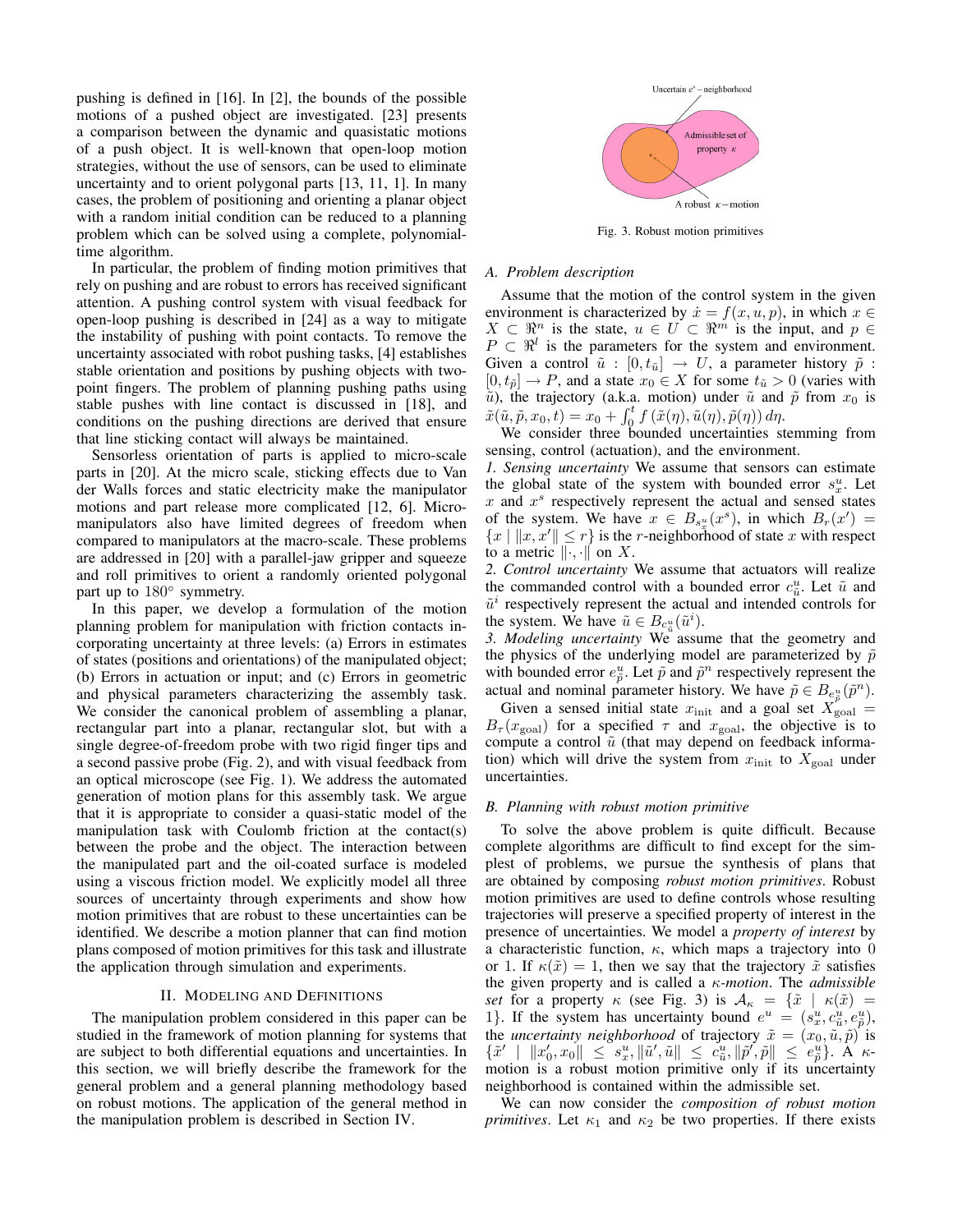pushing is defined in [16]. In [2], the bounds of the possible motions of a pushed object are investigated. [23] presents a comparison between the dynamic and quasistatic motions of a push object. It is well-known that open-loop motion strategies, without the use of sensors, can be used to eliminate uncertainty and to orient polygonal parts [13, 11, 1]. In many cases, the problem of positioning and orienting a planar object with a random initial condition can be reduced to a planning problem which can be solved using a complete, polynomial-time algorithm.

In particular, the problem of finding motion primitives that rely on pushing and are robust to errors has received significant attention. A pushing control system with visual feedback for open-loop pushing is described in [24] as a way to mitigate the instability of pushing with point contacts. To remove the uncertainty associated with robot pushing tasks, [4] establishes stable orientation and positions by pushing objects with two-point fingers. The problem of planning pushing paths using stable pushes with line contact is discussed in [18], and conditions on the pushing directions are derived that ensure that line sticking contact will always be maintained.

Sensorless orientation of parts is applied to micro-scale parts in [20]. At the micro scale, sticking effects due to Van der Walls forces and static electricity make the manipulator motions and part release more complicated [12, 6]. Micro-manipulators also have limited degrees of freedom when compared to manipulators at the macro-scale. These problems are addressed in [20] with a parallel-jaw gripper and squeeze and roll primitives to orient a randomly oriented polygonal part up to $180^\circ$ symmetry.

In this paper, we develop a formulation of the motion planning problem for manipulation with friction contacts incorporating uncertainty at three levels: (a) Errors in estimates of states (positions and orientations) of the manipulated object; (b) Errors in actuation or input; and (c) Errors in geometric and physical parameters characterizing the assembly task. We consider the canonical problem of assembling a planar, rectangular part into a planar, rectangular slot, but with a single degree-of-freedom probe with two rigid finger tips and a second passive probe (Fig. 2), and with visual feedback from an optical microscope (see Fig. 1). We address the automated generation of motion plans for this assembly task. We argue that it is appropriate to consider a quasi-static model of the manipulation task with Coulomb friction at the contact(s) between the probe and the object. The interaction between the manipulated part and the oil-coated surface is modeled using a viscous friction model. We explicitly model all three sources of uncertainty through experiments and show how motion primitives that are robust to these uncertainties can be identified. We describe a motion planner that can find motion plans composed of motion primitives for this task and illustrate the application through simulation and experiments.

## II. Modeling and Definitions

The manipulation problem considered in this paper can be studied in the framework of motion planning for systems that are subject to both differential equations and uncertainties. In this section, we will briefly describe the framework for the general problem and a general planning methodology based on robust motions. The application of the general method in the manipulation problem is described in Section IV.

Uncertain $e^u$ − neighborhood

Admissible set of property $\kappa$

A robust $\kappa$ − motion

Fig. 3. Robust motion primitives

### A. Problem description

Assume that the motion of the control system in the given environment is characterized by $\dot{x} = f(x, u, p)$, in which $x \in X \subset \Re^n$ is the state, $u \in U \subset \Re^m$ is the input, and $p \in P \subset \Re^l$ is the parameters for the system and environment. Given a control $\tilde{u} : [0, t_{\tilde{u}}] \rightarrow U$, a parameter history $\tilde{p} : [0, t_{\tilde{p}}] \rightarrow P$, and a state $x_0 \in X$ for some $t_{\tilde{u}} > 0$ (varies with $\tilde{u}$), the trajectory (a.k.a. motion) under $\tilde{u}$ and $\tilde{p}$ from $x_0$ is $\tilde{x}(\tilde{u}, \tilde{p}, x_0, t) = x_0 + \int_0^t f\left(\tilde{x}(\eta), \tilde{u}(\eta), \tilde{p}(\eta)\right) d\eta$.

We consider three bounded uncertainties stemming from sensing, control (actuation), and the environment.

*1. Sensing uncertainty* We assume that sensors can estimate the global state of the system with bounded error $s_x^u$. Let $x$ and $x^s$ respectively represent the actual and sensed states of the system. We have $x \in B_{s_x^u}(x^s)$, in which $B_r(x') = \{x \mid \|x, x'\| \leq r\}$ is the $r$-neighborhood of state $x$ with respect to a metric $\|\cdot, \cdot\|$ on $X$.

*2. Control uncertainty* We assume that actuators will realize the commanded control with a bounded error $c_{\tilde{u}}^u$. Let $\tilde{u}$ and $\tilde{u}^i$ respectively represent the actual and intended controls for the system. We have $\tilde{u} \in B_{c_{\tilde{u}}^u}(\tilde{u}^i)$.

*3. Modeling uncertainty* We assume that the geometry and the physics of the underlying model are parameterized by $\tilde{p}$ with bounded error $e_{\tilde{p}}^u$. Let $\tilde{p}$ and $\tilde{p}^n$ respectively represent the actual and nominal parameter history. We have $\tilde{p} \in B_{e_{\tilde{p}}^u}(\tilde{p}^n)$.

Given a sensed initial state $x_{\text{init}}$ and a goal set $X_{\text{goal}} = B_\tau(x_{\text{goal}})$ for a specified $\tau$ and $x_{\text{goal}}$, the objective is to compute a control $\tilde{u}$ (that may depend on feedback information) which will drive the system from $x_{\text{init}}$ to $X_{\text{goal}}$ under uncertainties.

### B. Planning with robust motion primitive

To solve the above problem is quite difficult. Because complete algorithms are difficult to find except for the simplest of problems, we pursue the synthesis of plans that are obtained by composing *robust motion primitives*. Robust motion primitives are used to define controls whose resulting trajectories will preserve a specified property of interest in the presence of uncertainties. We model a *property of interest* by a characteristic function, $\kappa$, which maps a trajectory into 0 or 1. If $\kappa(\tilde{x}) = 1$, then we say that the trajectory $\tilde{x}$ satisfies the given property and is called a *$\kappa$-motion*. The *admissible set* for a property $\kappa$ (see Fig. 3) is $\mathcal{A}_\kappa = \{\tilde{x} \mid \kappa(\tilde{x}) = 1\}$. If the system has uncertainty bound $e^u = (s_x^u, c_{\tilde{u}}^u, e_{\tilde{p}}^u)$, the *uncertainty neighborhood* of trajectory $\tilde{x} = (x_0, \tilde{u}, \tilde{p})$ is $\{\tilde{x}' \mid \|x_0', x_0\| \leq s_x^u, \|\tilde{u}', \tilde{u}\| \leq c_{\tilde{u}}^u, \|\tilde{p}', \tilde{p}\| \leq e_{\tilde{p}}^u\}$. A $\kappa$-motion is a robust motion primitive only if its uncertainty neighborhood is contained within the admissible set.

We can now consider the *composition of robust motion primitives*. Let $\kappa_1$ and $\kappa_2$ be two properties. If there exists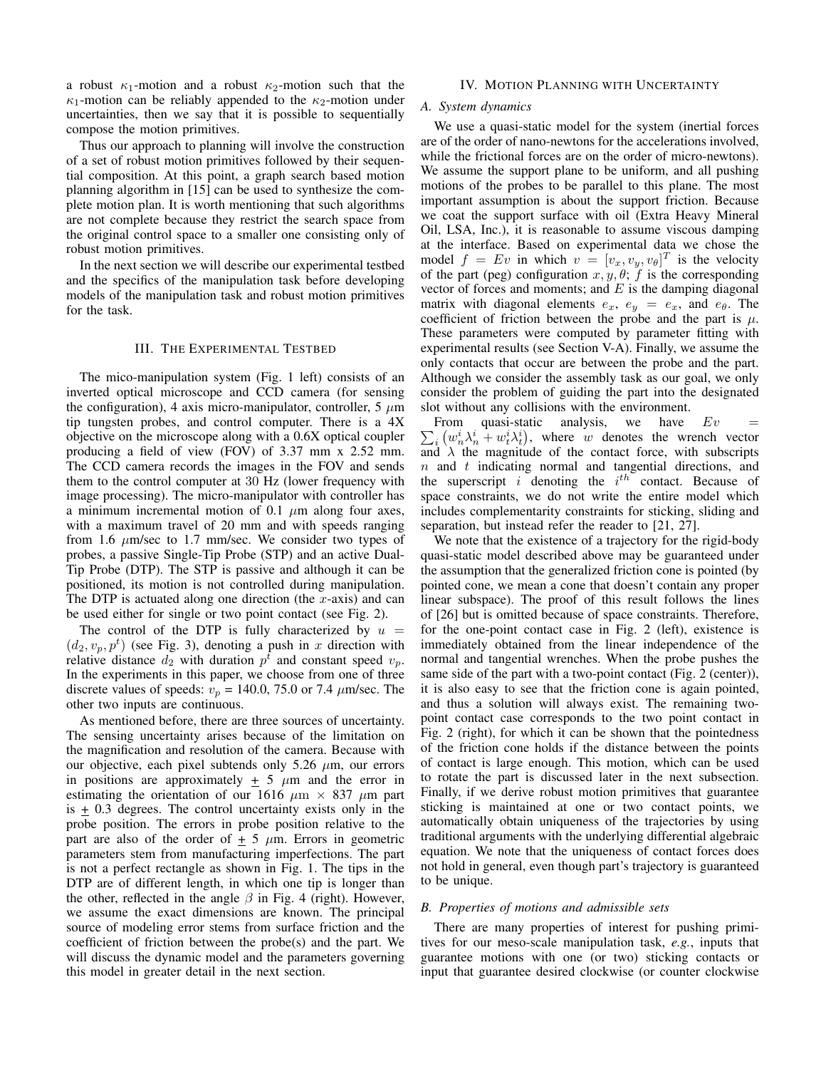a robust $\kappa_1$-motion and a robust $\kappa_2$-motion such that the $\kappa_1$-motion can be reliably appended to the $\kappa_2$-motion under uncertainties, then we say that it is possible to sequentially compose the motion primitives.

Thus our approach to planning will involve the construction of a set of robust motion primitives followed by their sequential composition. At this point, a graph search based motion planning algorithm in [15] can be used to synthesize the complete motion plan. It is worth mentioning that such algorithms are not complete because they restrict the search space from the original control space to a smaller one consisting only of robust motion primitives.

In the next section we will describe our experimental testbed and the specifics of the manipulation task before developing models of the manipulation task and robust motion primitives for the task.

## III. The Experimental Testbed

The mico-manipulation system (Fig. 1 left) consists of an inverted optical microscope and CCD camera (for sensing the configuration), 4 axis micro-manipulator, controller, 5 $\mu$m tip tungsten probes, and control computer. There is a 4X objective on the microscope along with a 0.6X optical coupler producing a field of view (FOV) of 3.37 mm x 2.52 mm. The CCD camera records the images in the FOV and sends them to the control computer at 30 Hz (lower frequency with image processing). The micro-manipulator with controller has a minimum incremental motion of 0.1 $\mu$m along four axes, with a maximum travel of 20 mm and with speeds ranging from 1.6 $\mu$m/sec to 1.7 mm/sec. We consider two types of probes, a passive Single-Tip Probe (STP) and an active Dual-Tip Probe (DTP). The STP is passive and although it can be positioned, its motion is not controlled during manipulation. The DTP is actuated along one direction (the $x$-axis) and can be used either for single or two point contact (see Fig. 2).

The control of the DTP is fully characterized by $u = (d_2, v_p, p^t)$ (see Fig. 3), denoting a push in $x$ direction with relative distance $d_2$ with duration $p^t$ and constant speed $v_p$. In the experiments in this paper, we choose from one of three discrete values of speeds: $v_p$ = 140.0, 75.0 or 7.4 $\mu$m/sec. The other two inputs are continuous.

As mentioned before, there are three sources of uncertainty. The sensing uncertainty arises because of the limitation on the magnification and resolution of the camera. Because with our objective, each pixel subtends only 5.26 $\mu$m, our errors in positions are approximately $\pm$ 5 $\mu$m and the error in estimating the orientation of our 1616 $\mu$m $\times$ 837 $\mu$m part is $\pm$ 0.3 degrees. The control uncertainty exists only in the probe position. The errors in probe position relative to the part are also of the order of $\pm$ 5 $\mu$m. Errors in geometric parameters stem from manufacturing imperfections. The part is not a perfect rectangle as shown in Fig. 1. The tips in the DTP are of different length, in which one tip is longer than the other, reflected in the angle $\beta$ in Fig. 4 (right). However, we assume the exact dimensions are known. The principal source of modeling error stems from surface friction and the coefficient of friction between the probe(s) and the part. We will discuss the dynamic model and the parameters governing this model in greater detail in the next section.

## IV. Motion Planning with Uncertainty

### A. System dynamics

We use a quasi-static model for the system (inertial forces are of the order of nano-newtons for the accelerations involved, while the frictional forces are on the order of micro-newtons). We assume the support plane to be uniform, and all pushing motions of the probes to be parallel to this plane. The most important assumption is about the support friction. Because we coat the support surface with oil (Extra Heavy Mineral Oil, LSA, Inc.), it is reasonable to assume viscous damping at the interface. Based on experimental data we chose the model $f = Ev$ in which $v = [v_x, v_y, v_\theta]^T$ is the velocity of the part (peg) configuration $x, y, \theta$; $f$ is the corresponding vector of forces and moments; and $E$ is the damping diagonal matrix with diagonal elements $e_x$, $e_y = e_x$, and $e_\theta$. The coefficient of friction between the probe and the part is $\mu$. These parameters were computed by parameter fitting with experimental results (see Section V-A). Finally, we assume the only contacts that occur are between the probe and the part. Although we consider the assembly task as our goal, we only consider the problem of guiding the part into the designated slot without any collisions with the environment.

From quasi-static analysis, we have $Ev = \sum_i \left(w_n^i \lambda_n^i + w_t^i \lambda_t^i\right)$, where $w$ denotes the wrench vector and $\lambda$ the magnitude of the contact force, with subscripts $n$ and $t$ indicating normal and tangential directions, and the superscript $i$ denoting the $i^{th}$ contact. Because of space constraints, we do not write the entire model which includes complementarity constraints for sticking, sliding and separation, but instead refer the reader to [21, 27].

We note that the existence of a trajectory for the rigid-body quasi-static model described above may be guaranteed under the assumption that the generalized friction cone is pointed (by pointed cone, we mean a cone that doesn't contain any proper linear subspace). The proof of this result follows the lines of [26] but is omitted because of space constraints. Therefore, for the one-point contact case in Fig. 2 (left), existence is immediately obtained from the linear independence of the normal and tangential wrenches. When the probe pushes the same side of the part with a two-point contact (Fig. 2 (center)), it is also easy to see that the friction cone is again pointed, and thus a solution will always exist. The remaining two-point contact case corresponds to the two point contact in Fig. 2 (right), for which it can be shown that the pointedness of the friction cone holds if the distance between the points of contact is large enough. This motion, which can be used to rotate the part is discussed later in the next subsection. Finally, if we derive robust motion primitives that guarantee sticking is maintained at one or two contact points, we automatically obtain uniqueness of the trajectories by using traditional arguments with the underlying differential algebraic equation. We note that the uniqueness of contact forces does not hold in general, even though part's trajectory is guaranteed to be unique.

### B. Properties of motions and admissible sets

There are many properties of interest for pushing primitives for our meso-scale manipulation task, *e.g.*, inputs that guarantee motions with one (or two) sticking contacts or input that guarantee desired clockwise (or counter clockwise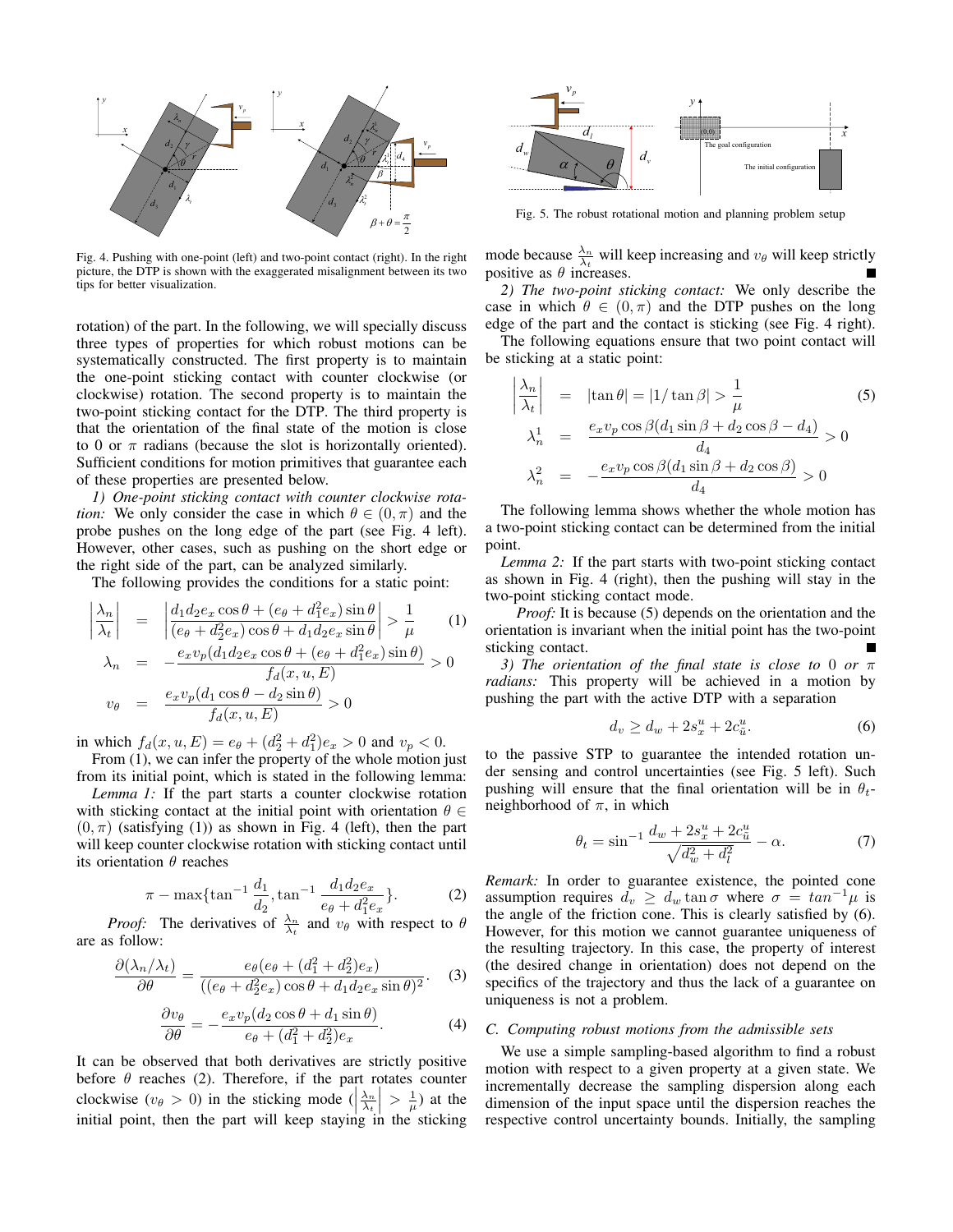Fig. 4. Pushing with one-point (left) and two-point contact (right). In the right picture, the DTP is shown with the exaggerated misalignment between its two tips for better visualization.

Fig. 5. The robust rotational motion and planning problem setup

rotation) of the part. In the following, we will specially discuss three types of properties for which robust motions can be systematically constructed. The first property is to maintain the one-point sticking contact with counter clockwise (or clockwise) rotation. The second property is to maintain the two-point sticking contact for the DTP. The third property is that the orientation of the final state of the motion is close to 0 or $\pi$ radians (because the slot is horizontally oriented). Sufficient conditions for motion primitives that guarantee each of these properties are presented below.

*1) One-point sticking contact with counter clockwise rotation:* We only consider the case in which $\theta \in (0, \pi)$ and the probe pushes on the long edge of the part (see Fig. 4 left). However, other cases, such as pushing on the short edge or the right side of the part, can be analyzed similarly.

The following provides the conditions for a static point:

$$
\begin{aligned}
\left|\frac{\lambda_n}{\lambda_t}\right| &= \left|\frac{d_1 d_2 e_x \cos\theta + (e_\theta + d_1^2 e_x)\sin\theta}{(e_\theta + d_2^2 e_x)\cos\theta + d_1 d_2 e_x \sin\theta}\right| > \frac{1}{\mu} \qquad (1)\\
\lambda_n &= -\frac{e_x v_p (d_1 d_2 e_x \cos\theta + (e_\theta + d_1^2 e_x)\sin\theta)}{f_d(x,u,E)} > 0\\
v_\theta &= \frac{e_x v_p (d_1 \cos\theta - d_2 \sin\theta)}{f_d(x,u,E)} > 0
\end{aligned}
$$

in which $f_d(x, u, E) = e_\theta + (d_2^2 + d_1^2)e_x > 0$ and $v_p < 0$.

From (1), we can infer the property of the whole motion just from its initial point, which is stated in the following lemma:

*Lemma 1:* If the part starts a counter clockwise rotation with sticking contact at the initial point with orientation $\theta \in (0, \pi)$ (satisfying (1)) as shown in Fig. 4 (left), then the part will keep counter clockwise rotation with sticking contact until its orientation $\theta$ reaches

$$
\pi - \max\{\tan^{-1}\frac{d_1}{d_2}, \tan^{-1}\frac{d_1 d_2 e_x}{e_\theta + d_1^2 e_x}\}. \qquad (2)
$$

*Proof:* The derivatives of $\frac{\lambda_n}{\lambda_t}$ and $v_\theta$ with respect to $\theta$ are as follow:

$$
\frac{\partial(\lambda_n/\lambda_t)}{\partial\theta} = \frac{e_\theta(e_\theta + (d_1^2 + d_2^2)e_x)}{((e_\theta + d_2^2 e_x)\cos\theta + d_1 d_2 e_x \sin\theta)^2}. \qquad (3)
$$

$$
\frac{\partial v_\theta}{\partial\theta} = -\frac{e_x v_p (d_2 \cos\theta + d_1 \sin\theta)}{e_\theta + (d_1^2 + d_2^2)e_x}. \qquad (4)
$$

It can be observed that both derivatives are strictly positive before $\theta$ reaches (2). Therefore, if the part rotates counter clockwise ($v_\theta > 0$) in the sticking mode ($\left|\frac{\lambda_n}{\lambda_t}\right| > \frac{1}{\mu}$) at the initial point, then the part will keep staying in the sticking mode because $\frac{\lambda_n}{\lambda_t}$ will keep increasing and $v_\theta$ will keep strictly positive as $\theta$ increases. ∎

*2) The two-point sticking contact:* We only describe the case in which $\theta \in (0, \pi)$ and the DTP pushes on the long edge of the part and the contact is sticking (see Fig. 4 right).

The following equations ensure that two point contact will be sticking at a static point:

$$
\begin{aligned}
\left|\frac{\lambda_n}{\lambda_t}\right| &= |\tan\theta| = |1/\tan\beta| > \frac{1}{\mu} \qquad (5)\\
\lambda_n^1 &= \frac{e_x v_p \cos\beta(d_1 \sin\beta + d_2 \cos\beta - d_4)}{d_4} > 0\\
\lambda_n^2 &= -\frac{e_x v_p \cos\beta(d_1 \sin\beta + d_2 \cos\beta)}{d_4} > 0
\end{aligned}
$$

The following lemma shows whether the whole motion has a two-point sticking contact can be determined from the initial point.

*Lemma 2:* If the part starts with two-point sticking contact as shown in Fig. 4 (right), then the pushing will stay in the two-point sticking contact mode.

*Proof:* It is because (5) depends on the orientation and the orientation is invariant when the initial point has the two-point sticking contact. ∎

*3) The orientation of the final state is close to 0 or $\pi$ radians:* This property will be achieved in a motion by pushing the part with the active DTP with a separation

$$
d_v \geq d_w + 2s_x^u + 2c_{\tilde{u}}^u. \qquad (6)
$$

to the passive STP to guarantee the intended rotation under sensing and control uncertainties (see Fig. 5 left). Such pushing will ensure that the final orientation will be in $\theta_t$-neighborhood of $\pi$, in which

$$
\theta_t = \sin^{-1}\frac{d_w + 2s_x^u + 2c_{\tilde{u}}^u}{\sqrt{d_w^2 + d_l^2}} - \alpha. \qquad (7)
$$

*Remark:* In order to guarantee existence, the pointed cone assumption requires $d_v \geq d_w \tan\sigma$ where $\sigma = tan^{-1}\mu$ is the angle of the friction cone. This is clearly satisfied by (6). However, for this motion we cannot guarantee uniqueness of the resulting trajectory. In this case, the property of interest (the desired change in orientation) does not depend on the specifics of the trajectory and thus the lack of a guarantee on uniqueness is not a problem.

### C. Computing robust motions from the admissible sets

We use a simple sampling-based algorithm to find a robust motion with respect to a given property at a given state. We incrementally decrease the sampling dispersion along each dimension of the input space until the dispersion reaches the respective control uncertainty bounds. Initially, the sampling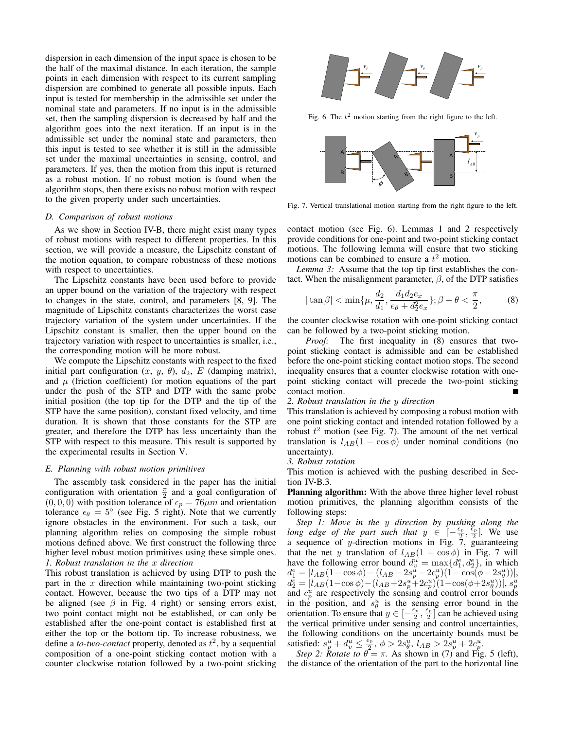dispersion in each dimension of the input space is chosen to be the half of the maximal distance. In each iteration, the sample points in each dimension with respect to its current sampling dispersion are combined to generate all possible inputs. Each input is tested for membership in the admissible set under the nominal state and parameters. If no input is in the admissible set, then the sampling dispersion is decreased by half and the algorithm goes into the next iteration. If an input is in the admissible set under the nominal state and parameters, then this input is tested to see whether it is still in the admissible set under the maximal uncertainties in sensing, control, and parameters. If yes, then the motion from this input is returned as a robust motion. If no robust motion is found when the algorithm stops, then there exists no robust motion with respect to the given property under such uncertainties.

### D. Comparison of robust motions

As we show in Section IV-B, there might exist many types of robust motions with respect to different properties. In this section, we will provide a measure, the Lipschitz constant of the motion equation, to compare robustness of these motions with respect to uncertainties.

The Lipschitz constants have been used before to provide an upper bound on the variation of the trajectory with respect to changes in the state, control, and parameters [8, 9]. The magnitude of Lipschitz constants characterizes the worst case trajectory variation of the system under uncertainties. If the Lipschitz constant is smaller, then the upper bound on the trajectory variation with respect to uncertainties is smaller, i.e., the corresponding motion will be more robust.

We compute the Lipschitz constants with respect to the fixed initial part configuration ($x$, $y$, $\theta$), $d_2$, $E$ (damping matrix), and $\mu$ (friction coefficient) for motion equations of the part under the push of the STP and DTP with the same probe initial position (the top tip for the DTP and the tip of the STP have the same position), constant fixed velocity, and time duration. It is shown that those constants for the STP are greater, and therefore the DTP has less uncertainty than the STP with respect to this measure. This result is supported by the experimental results in Section V.

### E. Planning with robust motion primitives

The assembly task considered in the paper has the initial configuration with orientation $\frac{\pi}{2}$ and a goal configuration of $(0, 0, 0)$ with position tolerance of $\epsilon_p = 76\mu m$ and orientation tolerance $\epsilon_\theta = 5^\circ$ (see Fig. 5 right). Note that we currently ignore obstacles in the environment. For such a task, our planning algorithm relies on composing the simple robust motions defined above. We first construct the following three higher level robust motion primitives using these simple ones.

*1. Robust translation in the $x$ direction*

This robust translation is achieved by using DTP to push the part in the $x$ direction while maintaining two-point sticking contact. However, because the two tips of a DTP may not be aligned (see $\beta$ in Fig. 4 right) or sensing errors exist, two point contact might not be established, or can only be established after the one-point contact is established first at either the top or the bottom tip. To increase robustness, we define a *to-two-contact* property, denoted as $t^2$, by a sequential composition of a one-point sticking contact motion with a counter clockwise rotation followed by a two-point sticking contact motion (see Fig. 6). Lemmas 1 and 2 respectively provide conditions for one-point and two-point sticking contact motions. The following lemma will ensure that two sticking motions can be combined to ensure a $t^2$ motion.

Fig. 6. The $t^2$ motion starting from the right figure to the left.

Fig. 7. Vertical translational motion starting from the right figure to the left.

*Lemma 3:* Assume that the top tip first establishes the contact. When the misalignment parameter, $\beta$, of the DTP satisfies

$$|\tan\beta| < \min\{\mu, \frac{d_2}{d_1}, \frac{d_1 d_2 e_x}{e_\theta + d_2^2 e_x}\}; \beta + \theta < \frac{\pi}{2}, \tag{8}$$

the counter clockwise rotation with one-point sticking contact can be followed by a two-point sticking motion.

*Proof:* The first inequality in (8) ensures that two-point sticking contact is admissible and can be established before the one-point sticking contact motion stops. The second inequality ensures that a counter clockwise rotation with one-point sticking contact will precede the two-point sticking contact motion. ∎

*2. Robust translation in the $y$ direction*

This translation is achieved by composing a robust motion with one point sticking contact and intended rotation followed by a robust $t^2$ motion (see Fig. 7). The amount of the net vertical translation is $l_{AB}(1 - \cos\phi)$ under nominal conditions (no uncertainty).

*3. Robust rotation*

This motion is achieved with the pushing described in Section IV-B.3.

**Planning algorithm:** With the above three higher level robust motion primitives, the planning algorithm consists of the following steps:

*Step 1: Move in the $y$ direction by pushing along the long edge of the part such that $y \in [-\frac{\epsilon_p}{2}, \frac{\epsilon_p}{2}]$.* We use a sequence of $y$-direction motions in Fig. 7, guaranteeing that the net $y$ translation of $l_{AB}(1 - \cos\phi)$ in Fig. 7 will have the following error bound $d_v^u = \max\{d_1^e, d_2^e\}$, in which $d_1^e = |l_{AB}(1-\cos\phi) - (l_{AB} - 2s_p^u - 2c_p^u)(1 - \cos(\phi - 2s_\theta^u))|$, $d_2^e = |l_{AB}(1-\cos\phi) - (l_{AB} + 2s_p^u + 2c_p^u)(1 - \cos(\phi + 2s_\theta^u))|$, $s_p^u$ and $c_p^u$ are respectively the sensing and control error bounds in the position, and $s_\theta^u$ is the sensing error bound in the orientation. To ensure that $y \in [-\frac{\epsilon_p}{2}, \frac{\epsilon_p}{2}]$ can be achieved using the vertical primitive under sensing and control uncertainties, the following conditions on the uncertainty bounds must be satisfied: $s_p^u + d_v^u \le \frac{\epsilon_p}{2}$, $\phi > 2s_\theta^u$, $l_{AB} > 2s_p^u + 2c_p^u$.

*Step 2: Rotate to $\theta = \pi$.* As shown in (7) and Fig. 5 (left), the distance of the orientation of the part to the horizontal line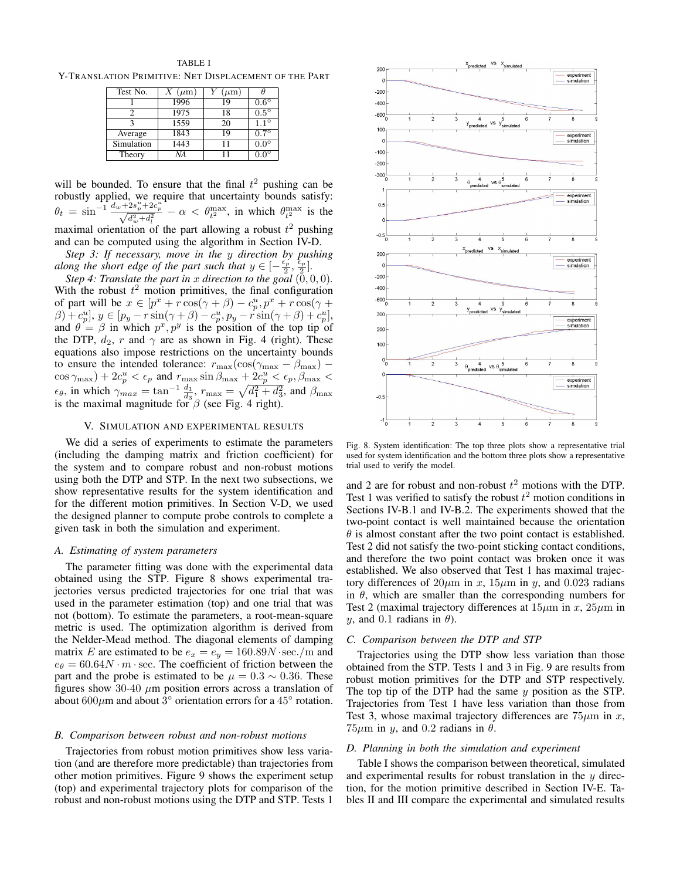TABLE I

Y-TRANSLATION PRIMITIVE: NET DISPLACEMENT OF THE PART

| Test No. | $X$ ($\mu$m) | $Y$ ($\mu$m) | $\theta$ |
|---|---|---|---|
| 1 | 1996 | 19 | $0.6^\circ$ |
| 2 | 1975 | 18 | $0.5^\circ$ |
| 3 | 1559 | 20 | $1.1^\circ$ |
| Average | 1843 | 19 | $0.7^\circ$ |
| Simulation | 1443 | 11 | $0.0^\circ$ |
| Theory | *NA* | 11 | $0.0^\circ$ |

will be bounded. To ensure that the final $t^2$ pushing can be robustly applied, we require that uncertainty bounds satisfy: $\theta_t = \sin^{-1}\frac{d_w+2s_p^u+2c_p^u}{\sqrt{d_w^2+d_l^2}} - \alpha < \theta_{t^2}^{\max}$, in which $\theta_{t^2}^{\max}$ is the maximal orientation of the part allowing a robust $t^2$ pushing and can be computed using the algorithm in Section IV-D.

*Step 3: If necessary, move in the $y$ direction by pushing along the short edge of the part such that $y \in [-\frac{\epsilon_p}{2}, \frac{\epsilon_p}{2}]$.*

*Step 4: Translate the part in $x$ direction to the goal $(0,0,0)$.* With the robust $t^2$ motion primitives, the final configuration of part will be $x \in [p^x + r\cos(\gamma+\beta) - c_p^u, p^x + r\cos(\gamma+\beta) + c_p^u]$, $y \in [p_y - r\sin(\gamma+\beta) - c_p^u, p_y - r\sin(\gamma+\beta) + c_p^u]$, and $\theta = \beta$ in which $p^x, p^y$ is the position of the top tip of the DTP, $d_2$, $r$ and $\gamma$ are as shown in Fig. 4 (right). These equations also impose restrictions on the uncertainty bounds to ensure the intended tolerance: $r_{\max}(\cos(\gamma_{\max} - \beta_{\max}) - \cos\gamma_{\max}) + 2c_p^u < \epsilon_p$ and $r_{\max}\sin\beta_{\max} + 2c_p^u < \epsilon_p, \beta_{\max} < \epsilon_\theta$, in which $\gamma_{max} = \tan^{-1}\frac{d_1}{d_3}$, $r_{\max} = \sqrt{d_1^2+d_3^2}$, and $\beta_{\max}$ is the maximal magnitude for $\beta$ (see Fig. 4 right).

## V. SIMULATION AND EXPERIMENTAL RESULTS

We did a series of experiments to estimate the parameters (including the damping matrix and friction coefficient) for the system and to compare robust and non-robust motions using both the DTP and STP. In the next two subsections, we show representative results for the system identification and for the different motion primitives. In Section V-D, we used the designed planner to compute probe controls to complete a given task in both the simulation and experiment.

### A. Estimating of system parameters

The parameter fitting was done with the experimental data obtained using the STP. Figure 8 shows experimental trajectories versus predicted trajectories for one trial that was used in the parameter estimation (top) and one trial that was not (bottom). To estimate the parameters, a root-mean-square metric is used. The optimization algorithm is derived from the Nelder-Mead method. The diagonal elements of damping matrix $E$ are estimated to be $e_x = e_y = 160.89 N\cdot$sec./m and $e_\theta = 60.64 N\cdot m\cdot$sec. The coefficient of friction between the part and the probe is estimated to be $\mu = 0.3 \sim 0.36$. These figures show 30-40 $\mu$m position errors across a translation of about $600\mu$m and about $3^\circ$ orientation errors for a $45^\circ$ rotation.

### B. Comparison between robust and non-robust motions

Trajectories from robust motion primitives show less variation (and are therefore more predictable) than trajectories from other motion primitives. Figure 9 shows the experiment setup (top) and experimental trajectory plots for comparison of the robust and non-robust motions using the DTP and STP. Tests 1 and 2 are for robust and non-robust $t^2$ motions with the DTP. Test 1 was verified to satisfy the robust $t^2$ motion conditions in Sections IV-B.1 and IV-B.2. The experiments showed that the two-point contact is well maintained because the orientation $\theta$ is almost constant after the two point contact is established. Test 2 did not satisfy the two-point sticking contact conditions, and therefore the two point contact was broken once it was established. We also observed that Test 1 has maximal trajectory differences of $20\mu$m in $x$, $15\mu$m in $y$, and 0.023 radians in $\theta$, which are smaller than the corresponding numbers for Test 2 (maximal trajectory differences at $15\mu$m in $x$, $25\mu$m in $y$, and 0.1 radians in $\theta$).

Fig. 8. System identification: The top three plots show a representative trial used for system identification and the bottom three plots show a representative trial used to verify the model.

### C. Comparison between the DTP and STP

Trajectories using the DTP show less variation than those obtained from the STP. Tests 1 and 3 in Fig. 9 are results from robust motion primitives for the DTP and STP respectively. The top tip of the DTP had the same $y$ position as the STP. Trajectories from Test 1 have less variation than those from Test 3, whose maximal trajectory differences are $75\mu$m in $x$, $75\mu$m in $y$, and 0.2 radians in $\theta$.

### D. Planning in both the simulation and experiment

Table I shows the comparison between theoretical, simulated and experimental results for robust translation in the $y$ direction, for the motion primitive described in Section IV-E. Tables II and III compare the experimental and simulated results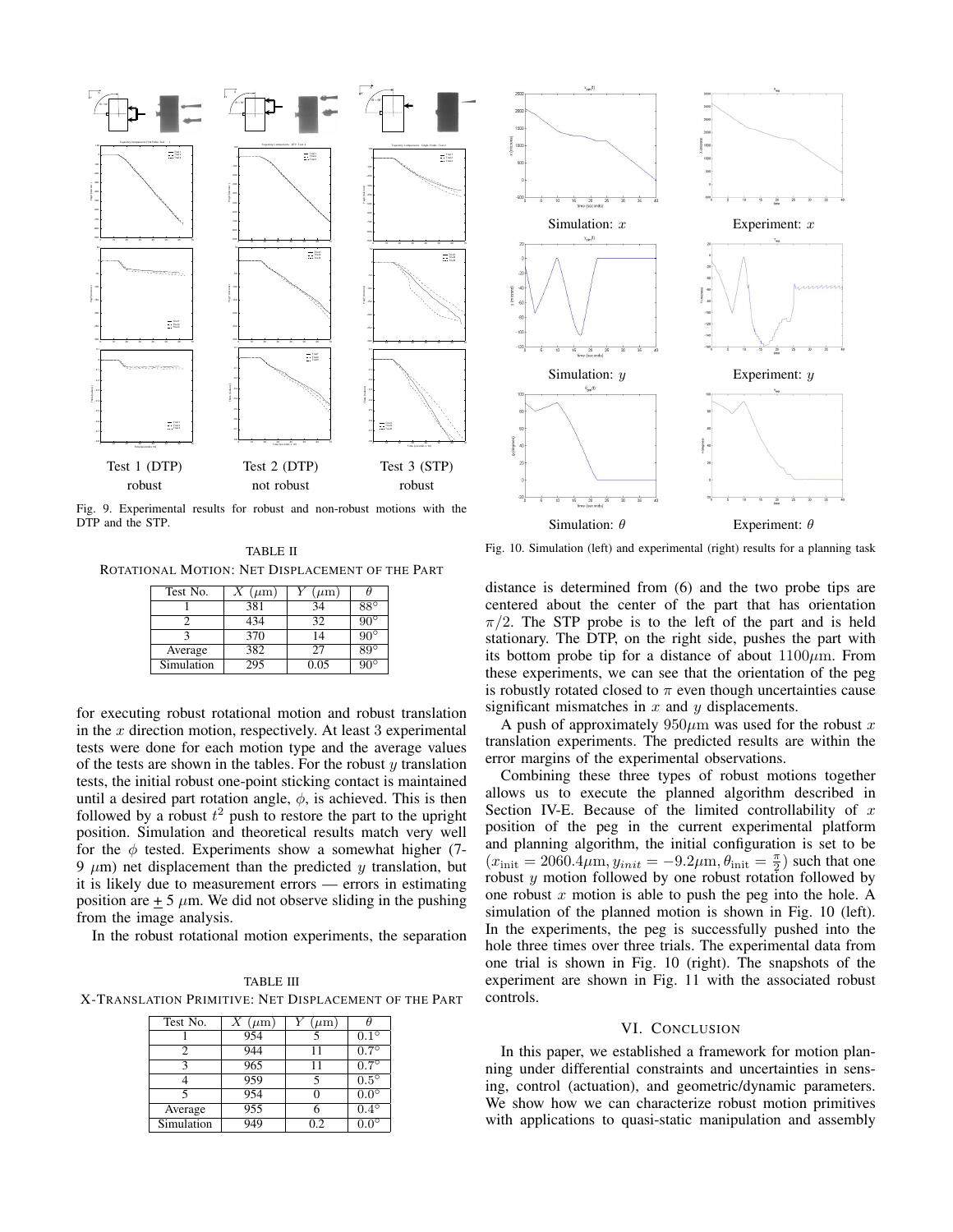Test 1 (DTP) robust | Test 2 (DTP) not robust | Test 3 (STP) robust

Fig. 9. Experimental results for robust and non-robust motions with the DTP and the STP.

Simulation: $x$ | Experiment: $x$

Simulation: $y$ | Experiment: $y$

Simulation: $\theta$ | Experiment: $\theta$

Fig. 10. Simulation (left) and experimental (right) results for a planning task

TABLE II
ROTATIONAL MOTION: NET DISPLACEMENT OF THE PART

| Test No. | $X$ ($\mu$m) | $Y$ ($\mu$m) | $\theta$ |
|---|---|---|---|
| 1 | 381 | 34 | 88° |
| 2 | 434 | 32 | 90° |
| 3 | 370 | 14 | 90° |
| Average | 382 | 27 | 89° |
| Simulation | 295 | 0.05 | 90° |

for executing robust rotational motion and robust translation in the $x$ direction motion, respectively. At least 3 experimental tests were done for each motion type and the average values of the tests are shown in the tables. For the robust $y$ translation tests, the initial robust one-point sticking contact is maintained until a desired part rotation angle, $\phi$, is achieved. This is then followed by a robust $t^2$ push to restore the part to the upright position. Simulation and theoretical results match very well for the $\phi$ tested. Experiments show a somewhat higher (7-9 $\mu$m) net displacement than the predicted $y$ translation, but it is likely due to measurement errors — errors in estimating position are $\pm$ 5 $\mu$m. We did not observe sliding in the pushing from the image analysis.

In the robust rotational motion experiments, the separation distance is determined from (6) and the two probe tips are centered about the center of the part that has orientation $\pi/2$. The STP probe is to the left of the part and is held stationary. The DTP, on the right side, pushes the part with its bottom probe tip for a distance of about 1100$\mu$m. From these experiments, we can see that the orientation of the peg is robustly rotated closed to $\pi$ even though uncertainties cause significant mismatches in $x$ and $y$ displacements.

TABLE III
X-TRANSLATION PRIMITIVE: NET DISPLACEMENT OF THE PART

| Test No. | $X$ ($\mu$m) | $Y$ ($\mu$m) | $\theta$ |
|---|---|---|---|
| 1 | 954 | 5 | 0.1° |
| 2 | 944 | 11 | 0.7° |
| 3 | 965 | 11 | 0.7° |
| 4 | 959 | 5 | 0.5° |
| 5 | 954 | 0 | 0.0° |
| Average | 955 | 6 | 0.4° |
| Simulation | 949 | 0.2 | 0.0° |

A push of approximately 950$\mu$m was used for the robust $x$ translation experiments. The predicted results are within the error margins of the experimental observations.

Combining these three types of robust motions together allows us to execute the planned algorithm described in Section IV-E. Because of the limited controllability of $x$ position of the peg in the current experimental platform and planning algorithm, the initial configuration is set to be $(x_{\text{init}} = 2060.4\mu\text{m}, y_{init} = -9.2\mu\text{m}, \theta_{\text{init}} = \frac{\pi}{2})$ such that one robust $y$ motion followed by one robust rotation followed by one robust $x$ motion is able to push the peg into the hole. A simulation of the planned motion is shown in Fig. 10 (left). In the experiments, the peg is successfully pushed into the hole three times over three trials. The experimental data from one trial is shown in Fig. 10 (right). The snapshots of the experiment are shown in Fig. 11 with the associated robust controls.

## VI. CONCLUSION

In this paper, we established a framework for motion planning under differential constraints and uncertainties in sensing, control (actuation), and geometric/dynamic parameters. We show how we can characterize robust motion primitives with applications to quasi-static manipulation and assembly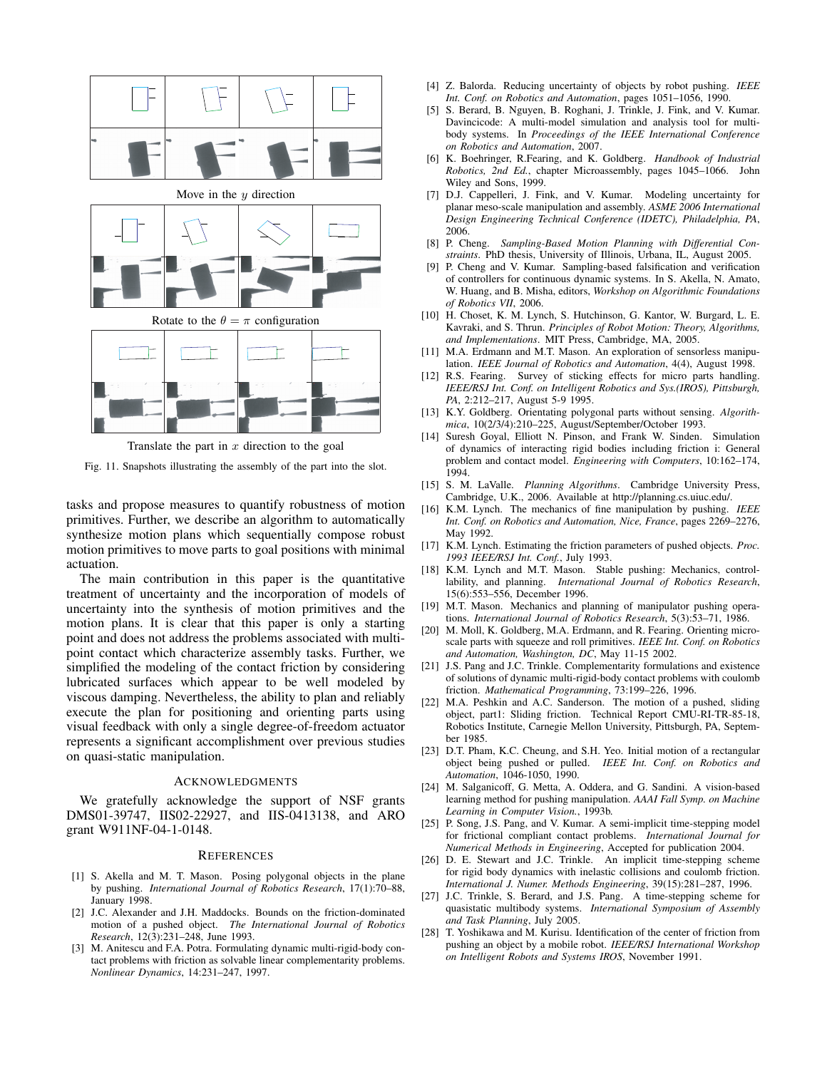Move in the $y$ direction

Rotate to the $\theta = \pi$ configuration

Translate the part in $x$ direction to the goal

Fig. 11. Snapshots illustrating the assembly of the part into the slot.

tasks and propose measures to quantify robustness of motion primitives. Further, we describe an algorithm to automatically synthesize motion plans which sequentially compose robust motion primitives to move parts to goal positions with minimal actuation.

The main contribution in this paper is the quantitative treatment of uncertainty and the incorporation of models of uncertainty into the synthesis of motion primitives and the motion plans. It is clear that this paper is only a starting point and does not address the problems associated with multi-point contact which characterize assembly tasks. Further, we simplified the modeling of the contact friction by considering lubricated surfaces which appear to be well modeled by viscous damping. Nevertheless, the ability to plan and reliably execute the plan for positioning and orienting parts using visual feedback with only a single degree-of-freedom actuator represents a significant accomplishment over previous studies on quasi-static manipulation.

## Acknowledgments

We gratefully acknowledge the support of NSF grants DMS01-39747, IIS02-22927, and IIS-0413138, and ARO grant W911NF-04-1-0148.

## References

[1] S. Akella and M. T. Mason. Posing polygonal objects in the plane by pushing. *International Journal of Robotics Research*, 17(1):70–88, January 1998.

[2] J.C. Alexander and J.H. Maddocks. Bounds on the friction-dominated motion of a pushed object. *The International Journal of Robotics Research*, 12(3):231–248, June 1993.

[3] M. Anitescu and F.A. Potra. Formulating dynamic multi-rigid-body contact problems with friction as solvable linear complementarity problems. *Nonlinear Dynamics*, 14:231–247, 1997.

[4] Z. Balorda. Reducing uncertainty of objects by robot pushing. *IEEE Int. Conf. on Robotics and Automation*, pages 1051–1056, 1990.

[5] S. Berard, B. Nguyen, B. Roghani, J. Trinkle, J. Fink, and V. Kumar. Davincicode: A multi-model simulation and analysis tool for multi-body systems. In *Proceedings of the IEEE International Conference on Robotics and Automation*, 2007.

[6] K. Boehringer, R.Fearing, and K. Goldberg. *Handbook of Industrial Robotics, 2nd Ed.*, chapter Microassembly, pages 1045–1066. John Wiley and Sons, 1999.

[7] D.J. Cappelleri, J. Fink, and V. Kumar. Modeling uncertainty for planar meso-scale manipulation and assembly. *ASME 2006 International Design Engineering Technical Conference (IDETC), Philadelphia, PA*, 2006.

[8] P. Cheng. *Sampling-Based Motion Planning with Differential Constraints*. PhD thesis, University of Illinois, Urbana, IL, August 2005.

[9] P. Cheng and V. Kumar. Sampling-based falsification and verification of controllers for continuous dynamic systems. In S. Akella, N. Amato, W. Huang, and B. Misha, editors, *Workshop on Algorithmic Foundations of Robotics VII*, 2006.

[10] H. Choset, K. M. Lynch, S. Hutchinson, G. Kantor, W. Burgard, L. E. Kavraki, and S. Thrun. *Principles of Robot Motion: Theory, Algorithms, and Implementations*. MIT Press, Cambridge, MA, 2005.

[11] M.A. Erdmann and M.T. Mason. An exploration of sensorless manipulation. *IEEE Journal of Robotics and Automation*, 4(4), August 1998.

[12] R.S. Fearing. Survey of sticking effects for micro parts handling. *IEEE/RSJ Int. Conf. on Intelligent Robotics and Sys.(IROS), Pittsburgh, PA*, 2:212–217, August 5-9 1995.

[13] K.Y. Goldberg. Orientating polygonal parts without sensing. *Algorithmica*, 10(2/3/4):210–225, August/September/October 1993.

[14] Suresh Goyal, Elliott N. Pinson, and Frank W. Sinden. Simulation of dynamics of interacting rigid bodies including friction i: General problem and contact model. *Engineering with Computers*, 10:162–174, 1994.

[15] S. M. LaValle. *Planning Algorithms*. Cambridge University Press, Cambridge, U.K., 2006. Available at http://planning.cs.uiuc.edu/.

[16] K.M. Lynch. The mechanics of fine manipulation by pushing. *IEEE Int. Conf. on Robotics and Automation, Nice, France*, pages 2269–2276, May 1992.

[17] K.M. Lynch. Estimating the friction parameters of pushed objects. *Proc. 1993 IEEE/RSJ Int. Conf.*, July 1993.

[18] K.M. Lynch and M.T. Mason. Stable pushing: Mechanics, controllability, and planning. *International Journal of Robotics Research*, 15(6):553–556, December 1996.

[19] M.T. Mason. Mechanics and planning of manipulator pushing operations. *International Journal of Robotics Research*, 5(3):53–71, 1986.

[20] M. Moll, K. Goldberg, M.A. Erdmann, and R. Fearing. Orienting micro-scale parts with squeeze and roll primitives. *IEEE Int. Conf. on Robotics and Automation, Washington, DC*, May 11-15 2002.

[21] J.S. Pang and J.C. Trinkle. Complementarity formulations and existence of solutions of dynamic multi-rigid-body contact problems with coulomb friction. *Mathematical Programming*, 73:199–226, 1996.

[22] M.A. Peshkin and A.C. Sanderson. The motion of a pushed, sliding object, part1: Sliding friction. Technical Report CMU-RI-TR-85-18, Robotics Institute, Carnegie Mellon University, Pittsburgh, PA, September 1985.

[23] D.T. Pham, K.C. Cheung, and S.H. Yeo. Initial motion of a rectangular object being pushed or pulled. *IEEE Int. Conf. on Robotics and Automation*, 1046-1050, 1990.

[24] M. Salganicoff, G. Metta, A. Oddera, and G. Sandini. A vision-based learning method for pushing manipulation. *AAAI Fall Symp. on Machine Learning in Computer Vision.*, 1993b.

[25] P. Song, J.S. Pang, and V. Kumar. A semi-implicit time-stepping model for frictional compliant contact problems. *International Journal for Numerical Methods in Engineering*, Accepted for publication 2004.

[26] D. E. Stewart and J.C. Trinkle. An implicit time-stepping scheme for rigid body dynamics with inelastic collisions and coulomb friction. *International J. Numer. Methods Engineering*, 39(15):281–287, 1996.

[27] J.C. Trinkle, S. Berard, and J.S. Pang. A time-stepping scheme for quasistatic multibody systems. *International Symposium of Assembly and Task Planning*, July 2005.

[28] T. Yoshikawa and M. Kurisu. Identification of the center of friction from pushing an object by a mobile robot. *IEEE/RSJ International Workshop on Intelligent Robots and Systems IROS*, November 1991.